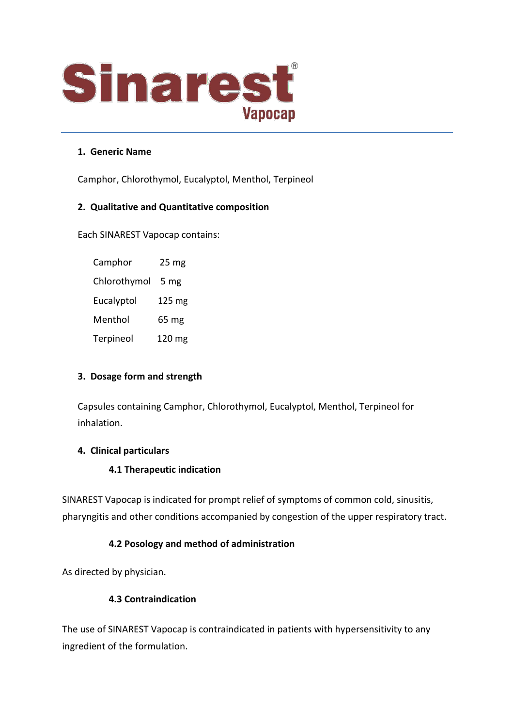# Sinarest® Vapocap

## 1. Generic Name

Camphor, Chlorothymol, Eucalyptol, Menthol, Terpineol

## 2. Qualitative and Quantitative composition

Each SINAREST Vapocap contains:

| | |
|---|---|
| Camphor | 25 mg |
| Chlorothymol | 5 mg |
| Eucalyptol | 125 mg |
| Menthol | 65 mg |
| Terpineol | 120 mg |

## 3. Dosage form and strength

Capsules containing Camphor, Chlorothymol, Eucalyptol, Menthol, Terpineol for inhalation.

## 4. Clinical particulars

### 4.1 Therapeutic indication

SINAREST Vapocap is indicated for prompt relief of symptoms of common cold, sinusitis, pharyngitis and other conditions accompanied by congestion of the upper respiratory tract.

### 4.2 Posology and method of administration

As directed by physician.

### 4.3 Contraindication

The use of SINAREST Vapocap is contraindicated in patients with hypersensitivity to any ingredient of the formulation.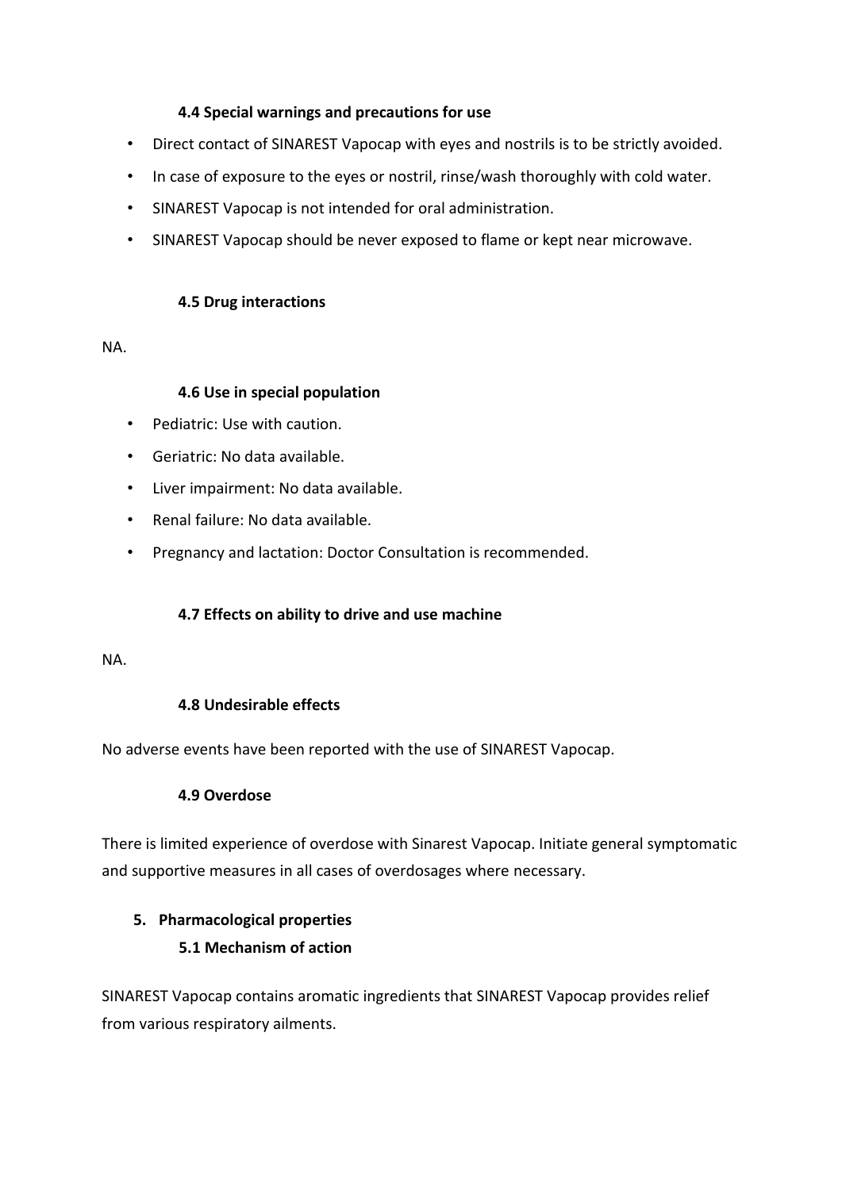### 4.4 Special warnings and precautions for use

- Direct contact of SINAREST Vapocap with eyes and nostrils is to be strictly avoided.
- In case of exposure to the eyes or nostril, rinse/wash thoroughly with cold water.
- SINAREST Vapocap is not intended for oral administration.
- SINAREST Vapocap should be never exposed to flame or kept near microwave.

### 4.5 Drug interactions

NA.

### 4.6 Use in special population

- Pediatric: Use with caution.
- Geriatric: No data available.
- Liver impairment: No data available.
- Renal failure: No data available.
- Pregnancy and lactation: Doctor Consultation is recommended.

### 4.7 Effects on ability to drive and use machine

NA.

### 4.8 Undesirable effects

No adverse events have been reported with the use of SINAREST Vapocap.

### 4.9 Overdose

There is limited experience of overdose with Sinarest Vapocap. Initiate general symptomatic and supportive measures in all cases of overdosages where necessary.

## 5. Pharmacological properties

### 5.1 Mechanism of action

SINAREST Vapocap contains aromatic ingredients that SINAREST Vapocap provides relief from various respiratory ailments.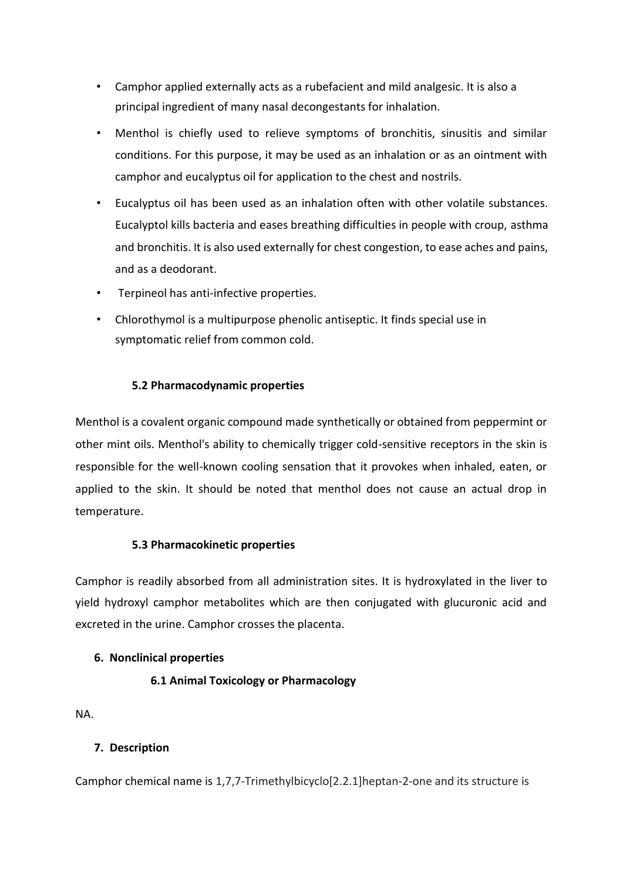- Camphor applied externally acts as a rubefacient and mild analgesic. It is also a principal ingredient of many nasal decongestants for inhalation.
- Menthol is chiefly used to relieve symptoms of bronchitis, sinusitis and similar conditions. For this purpose, it may be used as an inhalation or as an ointment with camphor and eucalyptus oil for application to the chest and nostrils.
- Eucalyptus oil has been used as an inhalation often with other volatile substances. Eucalyptol kills bacteria and eases breathing difficulties in people with croup, asthma and bronchitis. It is also used externally for chest congestion, to ease aches and pains, and as a deodorant.
- Terpineol has anti-infective properties.
- Chlorothymol is a multipurpose phenolic antiseptic. It finds special use in symptomatic relief from common cold.

### 5.2 Pharmacodynamic properties

Menthol is a covalent organic compound made synthetically or obtained from peppermint or other mint oils. Menthol's ability to chemically trigger cold-sensitive receptors in the skin is responsible for the well-known cooling sensation that it provokes when inhaled, eaten, or applied to the skin. It should be noted that menthol does not cause an actual drop in temperature.

### 5.3 Pharmacokinetic properties

Camphor is readily absorbed from all administration sites. It is hydroxylated in the liver to yield hydroxyl camphor metabolites which are then conjugated with glucuronic acid and excreted in the urine. Camphor crosses the placenta.

## 6. Nonclinical properties

### 6.1 Animal Toxicology or Pharmacology

NA.

## 7. Description

Camphor chemical name is 1,7,7-Trimethylbicyclo[2.2.1]heptan-2-one and its structure is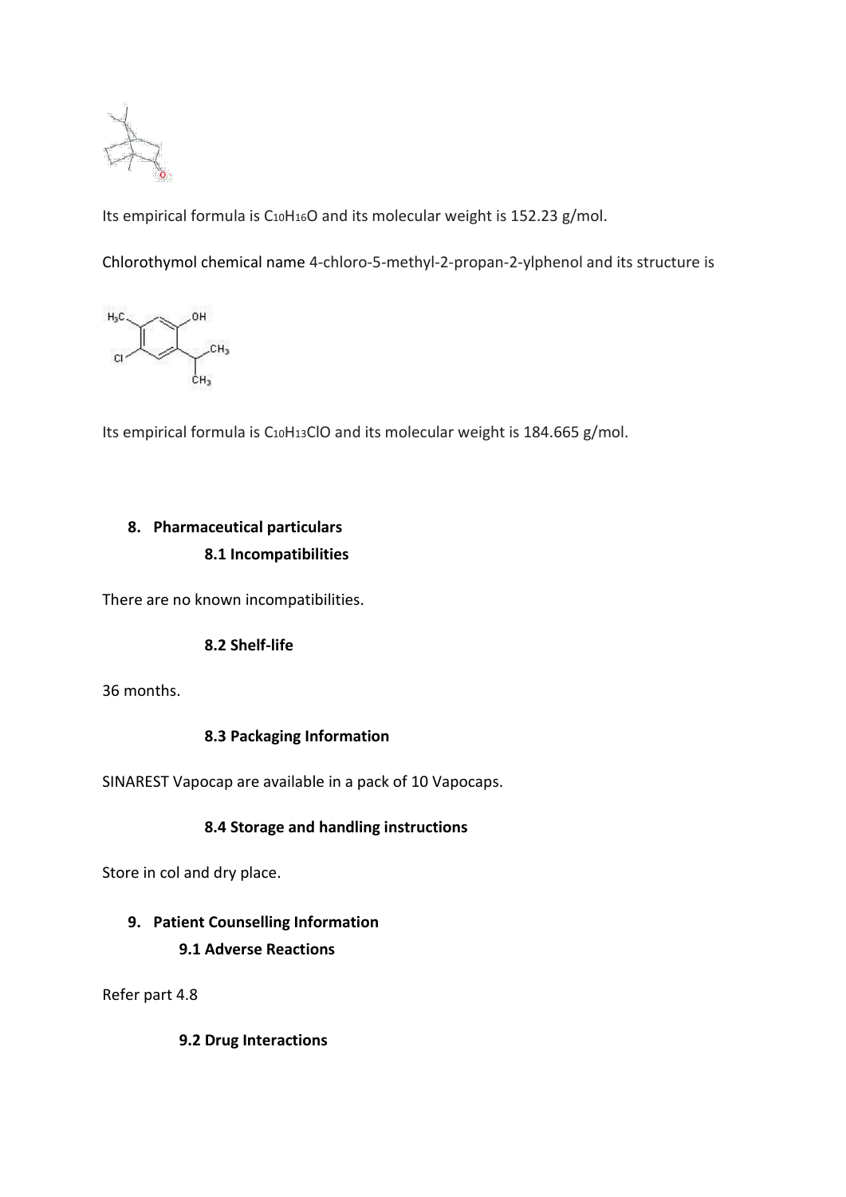Its empirical formula is $C_{10}H_{16}O$ and its molecular weight is 152.23 g/mol.

Chlorothymol chemical name 4-chloro-5-methyl-2-propan-2-ylphenol and its structure is

Its empirical formula is $C_{10}H_{13}ClO$ and its molecular weight is 184.665 g/mol.

## 8. Pharmaceutical particulars

### 8.1 Incompatibilities

There are no known incompatibilities.

### 8.2 Shelf-life

36 months.

### 8.3 Packaging Information

SINAREST Vapocap are available in a pack of 10 Vapocaps.

### 8.4 Storage and handling instructions

Store in col and dry place.

## 9. Patient Counselling Information

### 9.1 Adverse Reactions

Refer part 4.8

### 9.2 Drug Interactions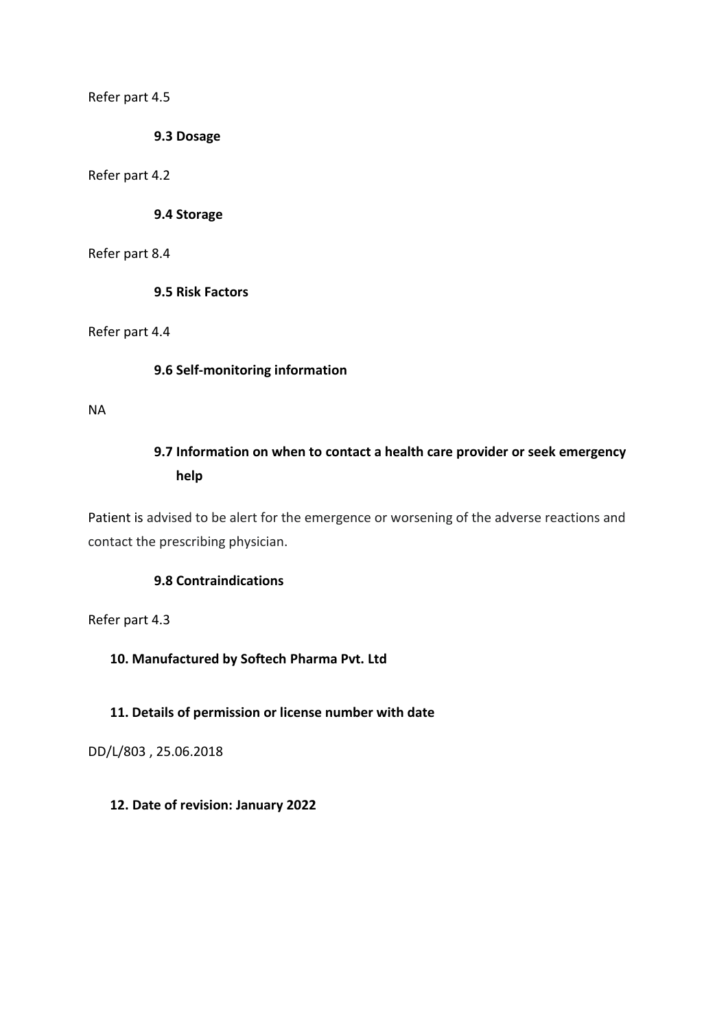Refer part 4.5

### 9.3 Dosage

Refer part 4.2

### 9.4 Storage

Refer part 8.4

### 9.5 Risk Factors

Refer part 4.4

### 9.6 Self-monitoring information

NA

### 9.7 Information on when to contact a health care provider or seek emergency help

Patient is advised to be alert for the emergence or worsening of the adverse reactions and contact the prescribing physician.

### 9.8 Contraindications

Refer part 4.3

## 10. Manufactured by Softech Pharma Pvt. Ltd

## 11. Details of permission or license number with date

DD/L/803 , 25.06.2018

## 12. Date of revision: January 2022